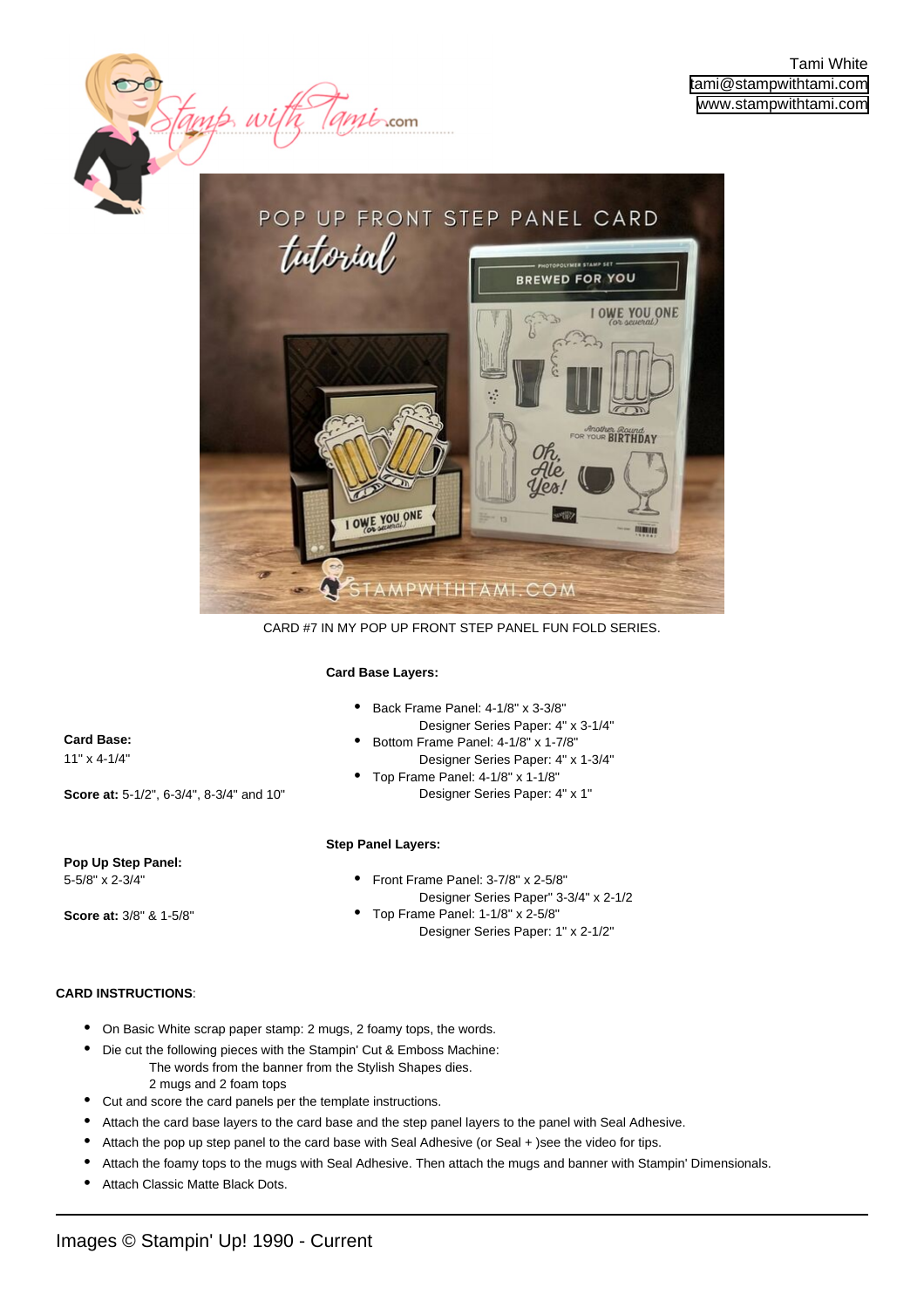Tami White
tami@stampwithtami.com
www.stampwithtami.com

CARD #7 IN MY POP UP FRONT STEP PANEL FUN FOLD SERIES.

**Card Base:**
11" x 4-1/4"

**Score at:** 5-1/2", 6-3/4", 8-3/4" and 10"

**Card Base Layers:**

- Back Frame Panel: 4-1/8" x 3-3/8"
  Designer Series Paper: 4" x 3-1/4"
- Bottom Frame Panel: 4-1/8" x 1-7/8"
  Designer Series Paper: 4" x 1-3/4"
- Top Frame Panel: 4-1/8" x 1-1/8"
  Designer Series Paper: 4" x 1"

**Pop Up Step Panel:**
5-5/8" x 2-3/4"

**Score at:** 3/8" & 1-5/8"

**Step Panel Layers:**

- Front Frame Panel: 3-7/8" x 2-5/8"
  Designer Series Paper" 3-3/4" x 2-1/2
- Top Frame Panel: 1-1/8" x 2-5/8"
  Designer Series Paper: 1" x 2-1/2"

**CARD INSTRUCTIONS**:

- On Basic White scrap paper stamp: 2 mugs, 2 foamy tops, the words.
- Die cut the following pieces with the Stampin' Cut & Emboss Machine:
  The words from the banner from the Stylish Shapes dies.
  2 mugs and 2 foam tops
- Cut and score the card panels per the template instructions.
- Attach the card base layers to the card base and the step panel layers to the panel with Seal Adhesive.
- Attach the pop up step panel to the card base with Seal Adhesive (or Seal + )see the video for tips.
- Attach the foamy tops to the mugs with Seal Adhesive. Then attach the mugs and banner with Stampin' Dimensionals.
- Attach Classic Matte Black Dots.

Images © Stampin' Up! 1990 - Current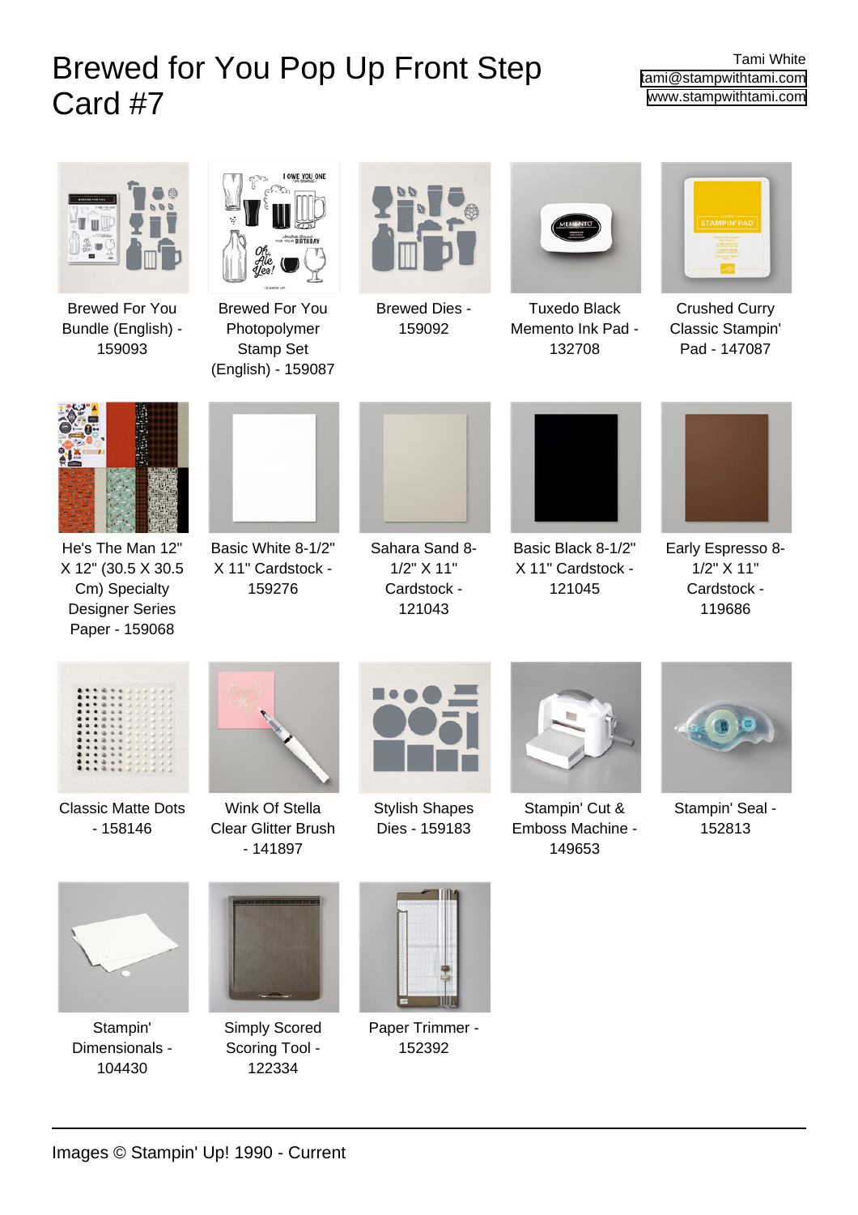# Brewed for You Pop Up Front Step Card #7

Tami White
tami@stampwithtami.com
www.stampwithtami.com

- Brewed For You Bundle (English) - 159093
- Brewed For You Photopolymer Stamp Set (English) - 159087
- Brewed Dies - 159092
- Tuxedo Black Memento Ink Pad - 132708
- Crushed Curry Classic Stampin' Pad - 147087
- He's The Man 12" X 12" (30.5 X 30.5 Cm) Specialty Designer Series Paper - 159068
- Basic White 8-1/2" X 11" Cardstock - 159276
- Sahara Sand 8-1/2" X 11" Cardstock - 121043
- Basic Black 8-1/2" X 11" Cardstock - 121045
- Early Espresso 8-1/2" X 11" Cardstock - 119686
- Classic Matte Dots - 158146
- Wink Of Stella Clear Glitter Brush - 141897
- Stylish Shapes Dies - 159183
- Stampin' Cut & Emboss Machine - 149653
- Stampin' Seal - 152813
- Stampin' Dimensionals - 104430
- Simply Scored Scoring Tool - 122334
- Paper Trimmer - 152392

Images © Stampin' Up! 1990 - Current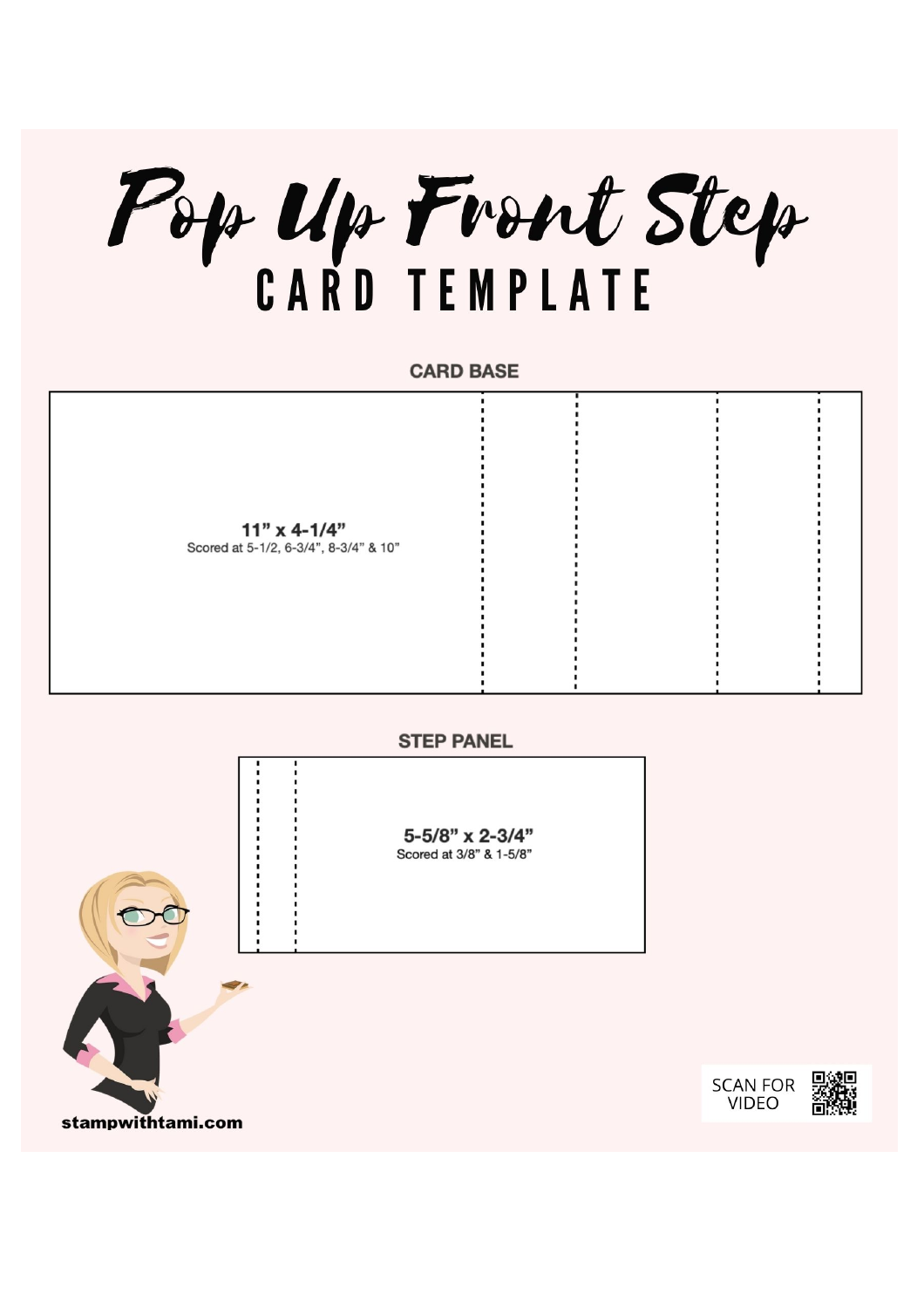# Pop Up Front Step
## CARD TEMPLATE

**CARD BASE**

**11" x 4-1/4"**
Scored at 5-1/2, 6-3/4", 8-3/4" & 10"

**STEP PANEL**

**5-5/8" x 2-3/4"**
Scored at 3/8" & 1-5/8"

SCAN FOR VIDEO

**stampwithtami.com**